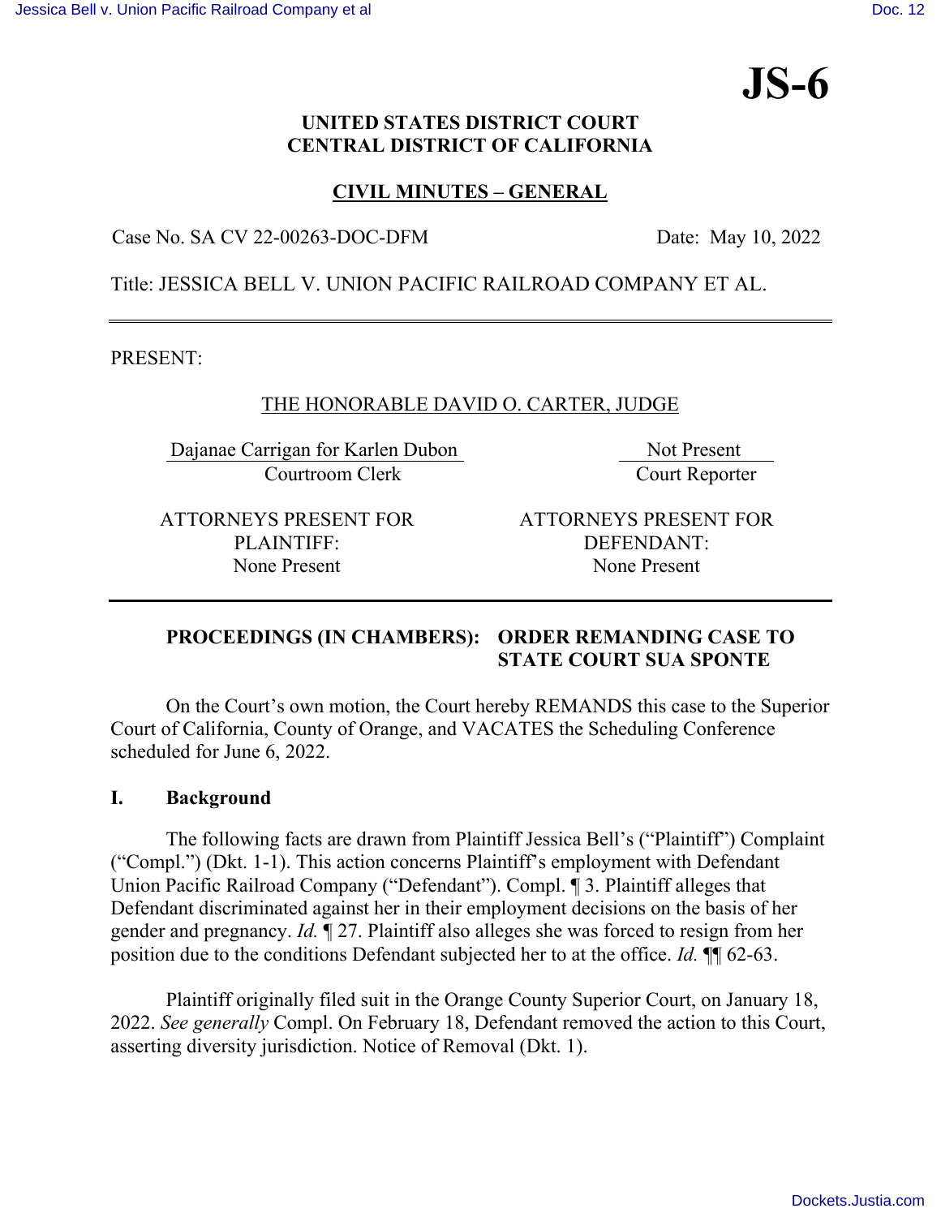# JS-6

**UNITED STATES DISTRICT COURT**
**CENTRAL DISTRICT OF CALIFORNIA**

**CIVIL MINUTES – GENERAL**

Case No. SA CV 22-00263-DOC-DFM

Date: May 10, 2022

Title: JESSICA BELL V. UNION PACIFIC RAILROAD COMPANY ET AL.

---

PRESENT:

THE HONORABLE DAVID O. CARTER, JUDGE

| Dajanae Carrigan for Karlen Dubon | Not Present |
|---|---|
| Courtroom Clerk | Court Reporter |

| ATTORNEYS PRESENT FOR PLAINTIFF: | ATTORNEYS PRESENT FOR DEFENDANT: |
|---|---|
| None Present | None Present |

---

**PROCEEDINGS (IN CHAMBERS): ORDER REMANDING CASE TO STATE COURT SUA SPONTE**

On the Court's own motion, the Court hereby REMANDS this case to the Superior Court of California, County of Orange, and VACATES the Scheduling Conference scheduled for June 6, 2022.

## I. Background

The following facts are drawn from Plaintiff Jessica Bell's ("Plaintiff") Complaint ("Compl.") (Dkt. 1-1). This action concerns Plaintiff's employment with Defendant Union Pacific Railroad Company ("Defendant"). Compl. ¶ 3. Plaintiff alleges that Defendant discriminated against her in their employment decisions on the basis of her gender and pregnancy. *Id.* ¶ 27. Plaintiff also alleges she was forced to resign from her position due to the conditions Defendant subjected her to at the office. *Id.* ¶¶ 62-63.

Plaintiff originally filed suit in the Orange County Superior Court, on January 18, 2022. *See generally* Compl. On February 18, Defendant removed the action to this Court, asserting diversity jurisdiction. Notice of Removal (Dkt. 1).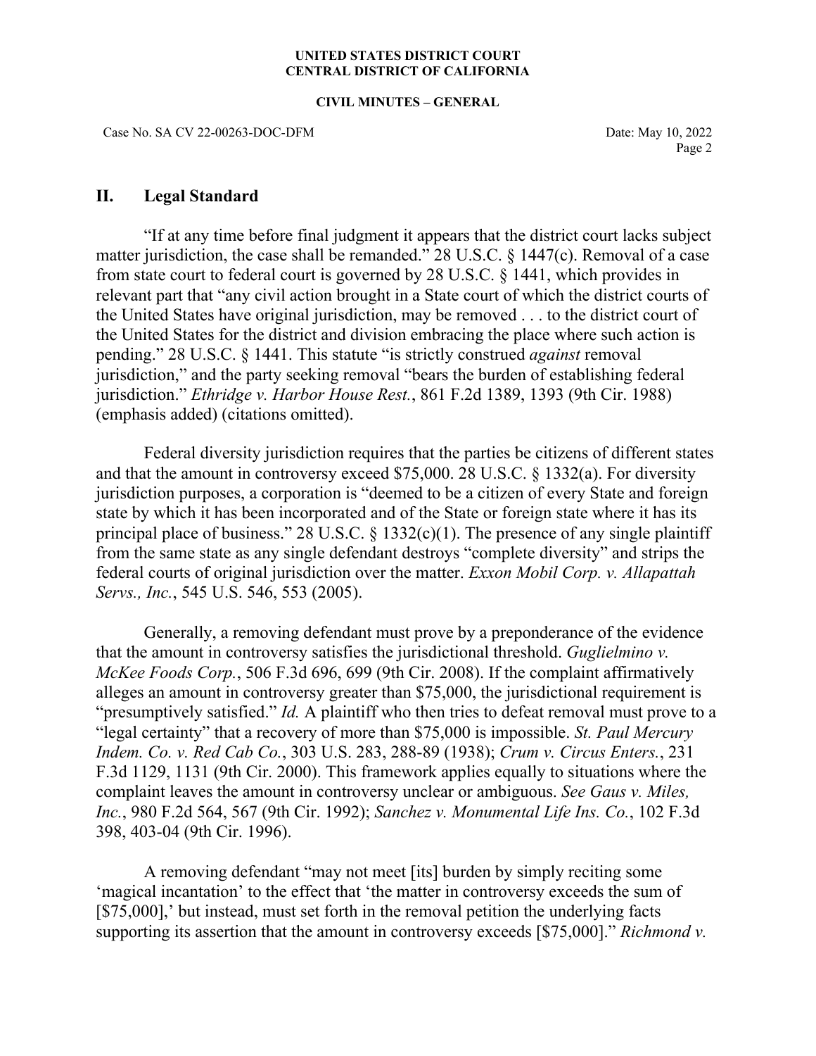## II. Legal Standard

"If at any time before final judgment it appears that the district court lacks subject matter jurisdiction, the case shall be remanded." 28 U.S.C. § 1447(c). Removal of a case from state court to federal court is governed by 28 U.S.C. § 1441, which provides in relevant part that "any civil action brought in a State court of which the district courts of the United States have original jurisdiction, may be removed . . . to the district court of the United States for the district and division embracing the place where such action is pending." 28 U.S.C. § 1441. This statute "is strictly construed *against* removal jurisdiction," and the party seeking removal "bears the burden of establishing federal jurisdiction." *Ethridge v. Harbor House Rest.*, 861 F.2d 1389, 1393 (9th Cir. 1988) (emphasis added) (citations omitted).

Federal diversity jurisdiction requires that the parties be citizens of different states and that the amount in controversy exceed $75,000. 28 U.S.C. § 1332(a). For diversity jurisdiction purposes, a corporation is "deemed to be a citizen of every State and foreign state by which it has been incorporated and of the State or foreign state where it has its principal place of business." 28 U.S.C. § 1332(c)(1). The presence of any single plaintiff from the same state as any single defendant destroys "complete diversity" and strips the federal courts of original jurisdiction over the matter. *Exxon Mobil Corp. v. Allapattah Servs., Inc.*, 545 U.S. 546, 553 (2005).

Generally, a removing defendant must prove by a preponderance of the evidence that the amount in controversy satisfies the jurisdictional threshold. *Guglielmino v. McKee Foods Corp.*, 506 F.3d 696, 699 (9th Cir. 2008). If the complaint affirmatively alleges an amount in controversy greater than $75,000, the jurisdictional requirement is "presumptively satisfied." *Id.* A plaintiff who then tries to defeat removal must prove to a "legal certainty" that a recovery of more than $75,000 is impossible. *St. Paul Mercury Indem. Co. v. Red Cab Co.*, 303 U.S. 283, 288-89 (1938); *Crum v. Circus Enters.*, 231 F.3d 1129, 1131 (9th Cir. 2000). This framework applies equally to situations where the complaint leaves the amount in controversy unclear or ambiguous. *See Gaus v. Miles, Inc.*, 980 F.2d 564, 567 (9th Cir. 1992); *Sanchez v. Monumental Life Ins. Co.*, 102 F.3d 398, 403-04 (9th Cir. 1996).

A removing defendant "may not meet [its] burden by simply reciting some 'magical incantation' to the effect that 'the matter in controversy exceeds the sum of [$75,000],' but instead, must set forth in the removal petition the underlying facts supporting its assertion that the amount in controversy exceeds [$75,000]." *Richmond v.*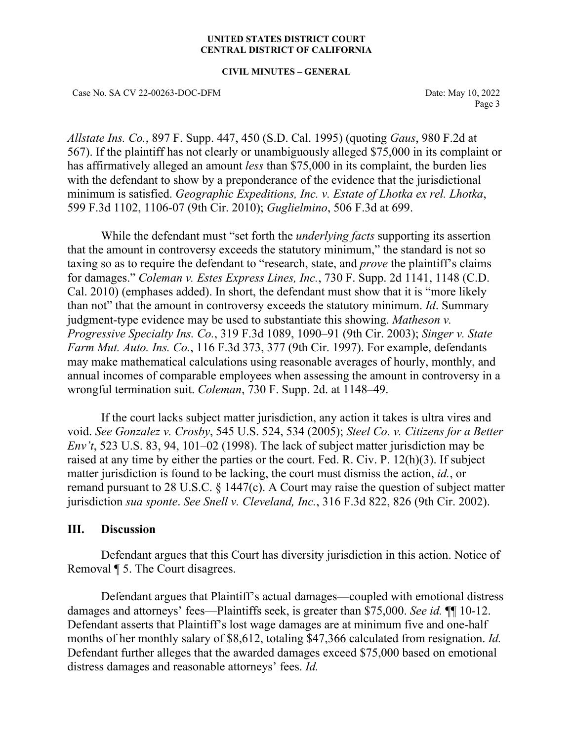*Allstate Ins. Co.*, 897 F. Supp. 447, 450 (S.D. Cal. 1995) (quoting *Gaus*, 980 F.2d at 567). If the plaintiff has not clearly or unambiguously alleged $75,000 in its complaint or has affirmatively alleged an amount *less* than $75,000 in its complaint, the burden lies with the defendant to show by a preponderance of the evidence that the jurisdictional minimum is satisfied. *Geographic Expeditions, Inc. v. Estate of Lhotka ex rel. Lhotka*, 599 F.3d 1102, 1106-07 (9th Cir. 2010); *Guglielmino*, 506 F.3d at 699.

While the defendant must "set forth the *underlying facts* supporting its assertion that the amount in controversy exceeds the statutory minimum," the standard is not so taxing so as to require the defendant to "research, state, and *prove* the plaintiff's claims for damages." *Coleman v. Estes Express Lines, Inc.*, 730 F. Supp. 2d 1141, 1148 (C.D. Cal. 2010) (emphases added). In short, the defendant must show that it is "more likely than not" that the amount in controversy exceeds the statutory minimum. *Id*. Summary judgment-type evidence may be used to substantiate this showing. *Matheson v. Progressive Specialty Ins. Co.*, 319 F.3d 1089, 1090–91 (9th Cir. 2003); *Singer v. State Farm Mut. Auto. Ins. Co.*, 116 F.3d 373, 377 (9th Cir. 1997). For example, defendants may make mathematical calculations using reasonable averages of hourly, monthly, and annual incomes of comparable employees when assessing the amount in controversy in a wrongful termination suit. *Coleman*, 730 F. Supp. 2d. at 1148–49.

If the court lacks subject matter jurisdiction, any action it takes is ultra vires and void. *See Gonzalez v. Crosby*, 545 U.S. 524, 534 (2005); *Steel Co. v. Citizens for a Better Env't*, 523 U.S. 83, 94, 101–02 (1998). The lack of subject matter jurisdiction may be raised at any time by either the parties or the court. Fed. R. Civ. P. 12(h)(3). If subject matter jurisdiction is found to be lacking, the court must dismiss the action, *id.*, or remand pursuant to 28 U.S.C. § 1447(c). A Court may raise the question of subject matter jurisdiction *sua sponte*. *See Snell v. Cleveland, Inc.*, 316 F.3d 822, 826 (9th Cir. 2002).

## III. Discussion

Defendant argues that this Court has diversity jurisdiction in this action. Notice of Removal ¶ 5. The Court disagrees.

Defendant argues that Plaintiff's actual damages—coupled with emotional distress damages and attorneys' fees—Plaintiffs seek, is greater than $75,000. *See id.* ¶¶ 10-12. Defendant asserts that Plaintiff's lost wage damages are at minimum five and one-half months of her monthly salary of $8,612, totaling $47,366 calculated from resignation. *Id.* Defendant further alleges that the awarded damages exceed $75,000 based on emotional distress damages and reasonable attorneys' fees. *Id.*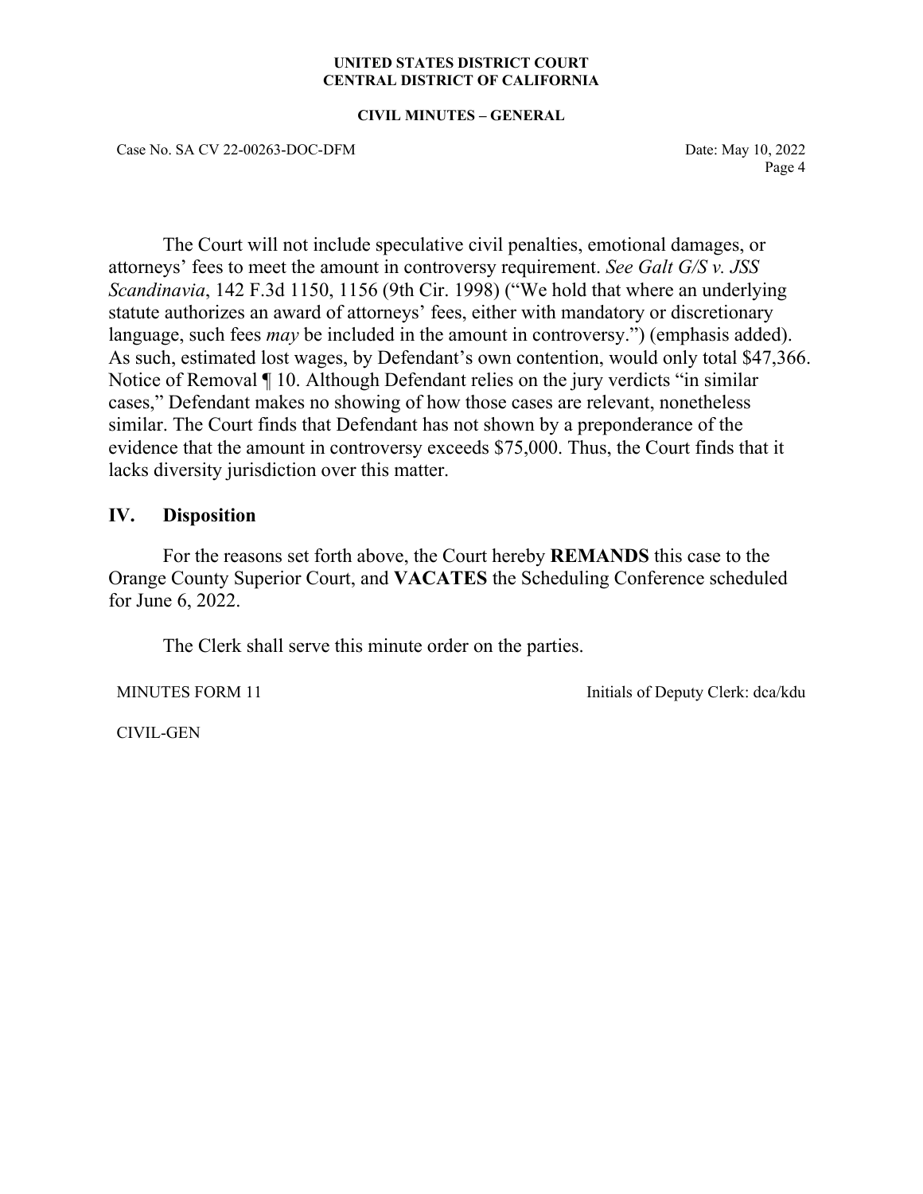The Court will not include speculative civil penalties, emotional damages, or attorneys' fees to meet the amount in controversy requirement. *See Galt G/S v. JSS Scandinavia*, 142 F.3d 1150, 1156 (9th Cir. 1998) ("We hold that where an underlying statute authorizes an award of attorneys' fees, either with mandatory or discretionary language, such fees *may* be included in the amount in controversy.") (emphasis added). As such, estimated lost wages, by Defendant's own contention, would only total $47,366. Notice of Removal ¶ 10. Although Defendant relies on the jury verdicts "in similar cases," Defendant makes no showing of how those cases are relevant, nonetheless similar. The Court finds that Defendant has not shown by a preponderance of the evidence that the amount in controversy exceeds $75,000. Thus, the Court finds that it lacks diversity jurisdiction over this matter.

## IV. Disposition

For the reasons set forth above, the Court hereby **REMANDS** this case to the Orange County Superior Court, and **VACATES** the Scheduling Conference scheduled for June 6, 2022.

The Clerk shall serve this minute order on the parties.

MINUTES FORM 11

CIVIL-GEN

Initials of Deputy Clerk: dca/kdu